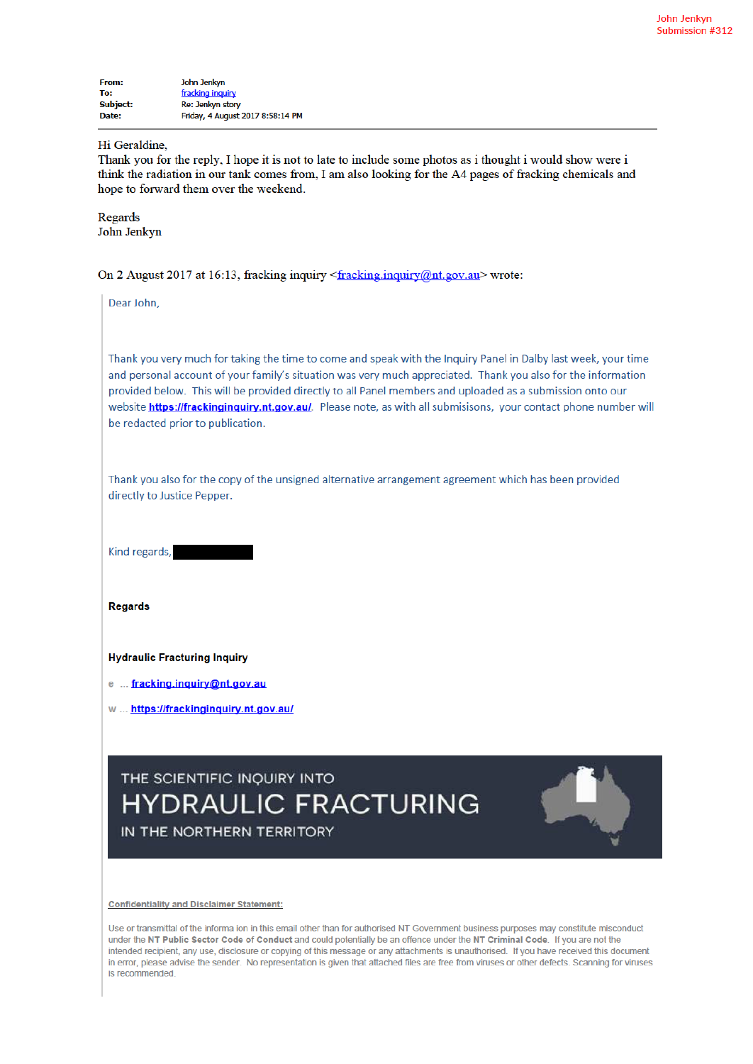John Jenkyn
Submission #312

**From:** John Jenkyn
**To:** fracking inquiry
**Subject:** Re: Jenkyn story
**Date:** Friday, 4 August 2017 8:58:14 PM

---

Hi Geraldine,
Thank you for the reply, I hope it is not to late to include some photos as i thought i would show were i think the radiation in our tank comes from, I am also looking for the A4 pages of fracking chemicals and hope to forward them over the weekend.

Regards
John Jenkyn

On 2 August 2017 at 16:13, fracking inquiry <fracking.inquiry@nt.gov.au> wrote:

> Dear John,
>
> Thank you very much for taking the time to come and speak with the Inquiry Panel in Dalby last week, your time and personal account of your family's situation was very much appreciated. Thank you also for the information provided below. This will be provided directly to all Panel members and uploaded as a submission onto our website **https://frackinginquiry.nt.gov.au/**. Please note, as with all submisisons, your contact phone number will be redacted prior to publication.
>
> Thank you also for the copy of the unsigned alternative arrangement agreement which has been provided directly to Justice Pepper.
>
> Kind regards, [REDACTED]
>
> **Regards**
>
> **Hydraulic Fracturing Inquiry**
>
> e ... **fracking.inquiry@nt.gov.au**
>
> w ... **https://frackinginquiry.nt.gov.au/**
>
> THE SCIENTIFIC INQUIRY INTO
> HYDRAULIC FRACTURING
> IN THE NORTHERN TERRITORY
>
> **Confidentiality and Disclaimer Statement:**
>
> Use or transmittal of the informa ion in this email other than for authorised NT Government business purposes may constitute misconduct under the **NT Public Sector Code of Conduct** and could potentially be an offence under the **NT Criminal Code**. If you are not the intended recipient, any use, disclosure or copying of this message or any attachments is unauthorised. If you have received this document in error, please advise the sender. No representation is given that attached files are free from viruses or other defects. Scanning for viruses is recommended.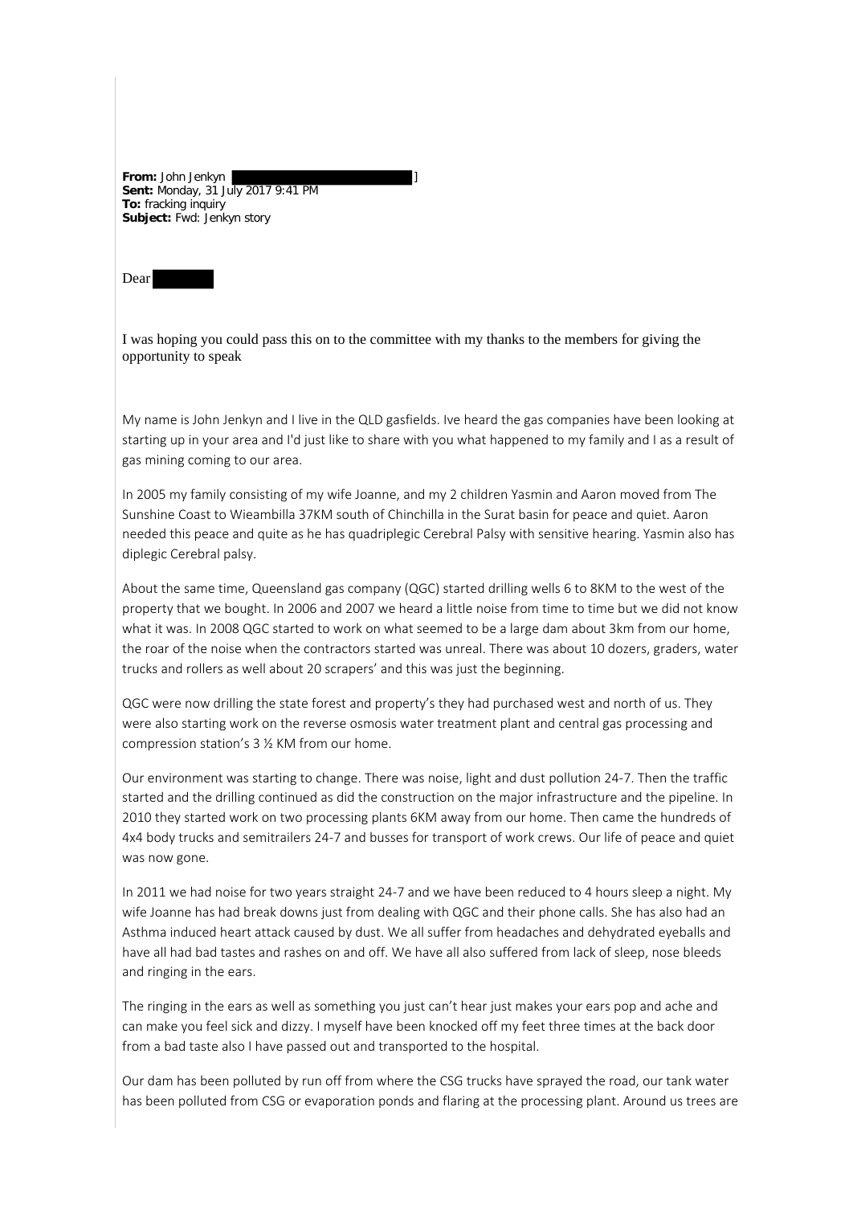**From:** John Jenkyn [ ]
**Sent:** Monday, 31 July 2017 9:41 PM
**To:** fracking inquiry
**Subject:** Fwd: Jenkyn story

Dear

I was hoping you could pass this on to the committee with my thanks to the members for giving the opportunity to speak

My name is John Jenkyn and I live in the QLD gasfields. Ive heard the gas companies have been looking at starting up in your area and I'd just like to share with you what happened to my family and I as a result of gas mining coming to our area.

In 2005 my family consisting of my wife Joanne, and my 2 children Yasmin and Aaron moved from The Sunshine Coast to Wieambilla 37KM south of Chinchilla in the Surat basin for peace and quiet. Aaron needed this peace and quite as he has quadriplegic Cerebral Palsy with sensitive hearing. Yasmin also has diplegic Cerebral palsy.

About the same time, Queensland gas company (QGC) started drilling wells 6 to 8KM to the west of the property that we bought. In 2006 and 2007 we heard a little noise from time to time but we did not know what it was. In 2008 QGC started to work on what seemed to be a large dam about 3km from our home, the roar of the noise when the contractors started was unreal. There was about 10 dozers, graders, water trucks and rollers as well about 20 scrapers' and this was just the beginning.

QGC were now drilling the state forest and property's they had purchased west and north of us. They were also starting work on the reverse osmosis water treatment plant and central gas processing and compression station's 3 ½ KM from our home.

Our environment was starting to change. There was noise, light and dust pollution 24-7. Then the traffic started and the drilling continued as did the construction on the major infrastructure and the pipeline. In 2010 they started work on two processing plants 6KM away from our home. Then came the hundreds of 4x4 body trucks and semitrailers 24-7 and busses for transport of work crews. Our life of peace and quiet was now gone.

In 2011 we had noise for two years straight 24-7 and we have been reduced to 4 hours sleep a night. My wife Joanne has had break downs just from dealing with QGC and their phone calls. She has also had an Asthma induced heart attack caused by dust. We all suffer from headaches and dehydrated eyeballs and have all had bad tastes and rashes on and off. We have all also suffered from lack of sleep, nose bleeds and ringing in the ears.

The ringing in the ears as well as something you just can't hear just makes your ears pop and ache and can make you feel sick and dizzy. I myself have been knocked off my feet three times at the back door from a bad taste also I have passed out and transported to the hospital.

Our dam has been polluted by run off from where the CSG trucks have sprayed the road, our tank water has been polluted from CSG or evaporation ponds and flaring at the processing plant. Around us trees are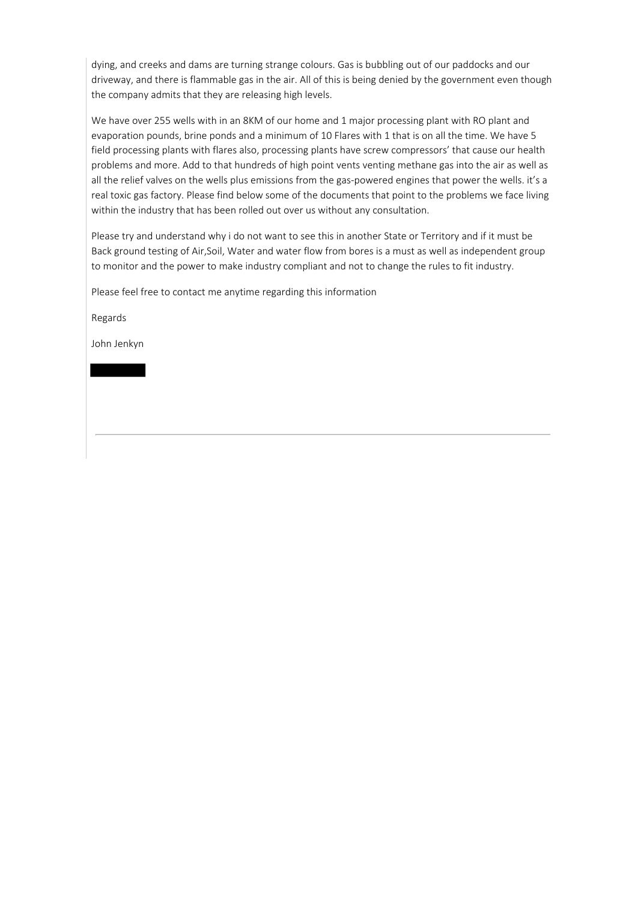dying, and creeks and dams are turning strange colours. Gas is bubbling out of our paddocks and our driveway, and there is flammable gas in the air. All of this is being denied by the government even though the company admits that they are releasing high levels.

We have over 255 wells with in an 8KM of our home and 1 major processing plant with RO plant and evaporation pounds, brine ponds and a minimum of 10 Flares with 1 that is on all the time. We have 5 field processing plants with flares also, processing plants have screw compressors' that cause our health problems and more. Add to that hundreds of high point vents venting methane gas into the air as well as all the relief valves on the wells plus emissions from the gas-powered engines that power the wells. it's a real toxic gas factory. Please find below some of the documents that point to the problems we face living within the industry that has been rolled out over us without any consultation.

Please try and understand why i do not want to see this in another State or Territory and if it must be Back ground testing of Air,Soil, Water and water flow from bores is a must as well as independent group to monitor and the power to make industry compliant and not to change the rules to fit industry.

Please feel free to contact me anytime regarding this information

Regards

John Jenkyn